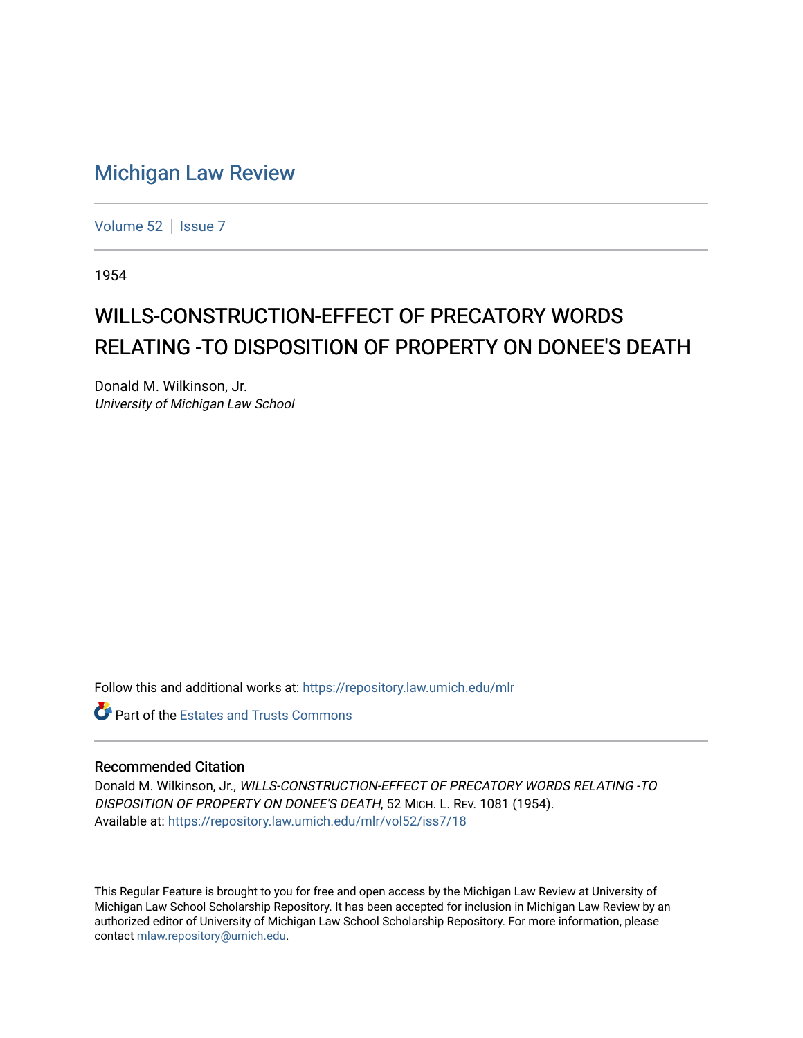Michigan Law Review

Volume 52 | Issue 7

1954

# WILLS-CONSTRUCTION-EFFECT OF PRECATORY WORDS RELATING -TO DISPOSITION OF PROPERTY ON DONEE'S DEATH

Donald M. Wilkinson, Jr.
*University of Michigan Law School*

Follow this and additional works at: https://repository.law.umich.edu/mlr

Part of the Estates and Trusts Commons

## Recommended Citation

Donald M. Wilkinson, Jr., *WILLS-CONSTRUCTION-EFFECT OF PRECATORY WORDS RELATING -TO DISPOSITION OF PROPERTY ON DONEE'S DEATH*, 52 MICH. L. REV. 1081 (1954).
Available at: https://repository.law.umich.edu/mlr/vol52/iss7/18

This Regular Feature is brought to you for free and open access by the Michigan Law Review at University of Michigan Law School Scholarship Repository. It has been accepted for inclusion in Michigan Law Review by an authorized editor of University of Michigan Law School Scholarship Repository. For more information, please contact mlaw.repository@umich.edu.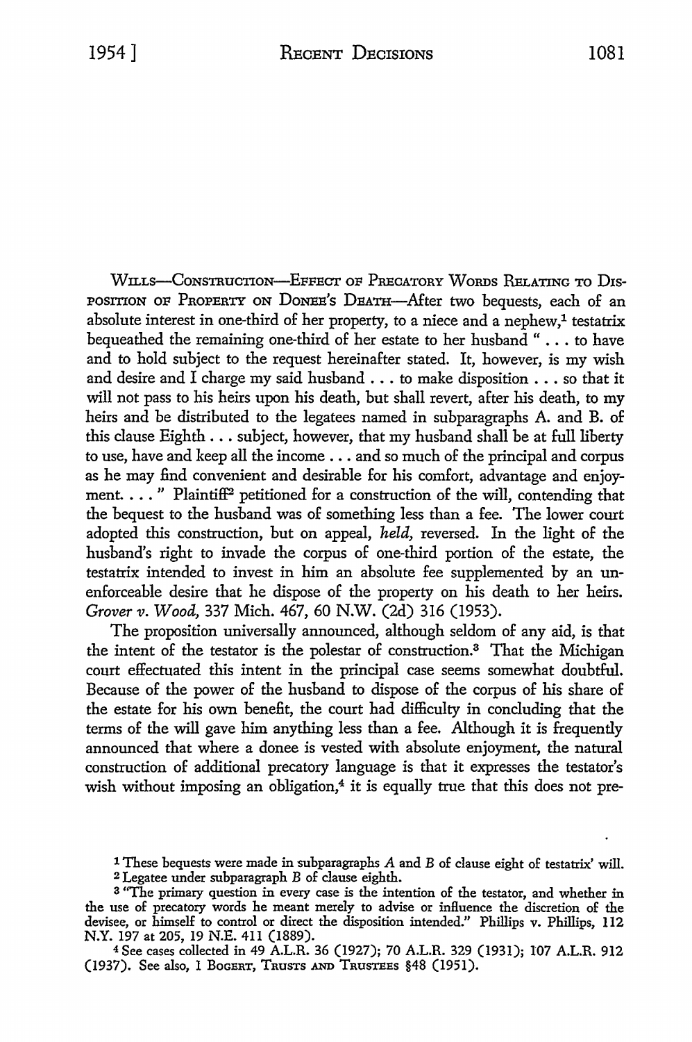WILLS—CONSTRUCTION—EFFECT OF PRECATORY WORDS RELATING TO DISPOSITION OF PROPERTY ON DONEE'S DEATH—After two bequests, each of an absolute interest in one-third of her property, to a niece and a nephew,[1] testatrix bequeathed the remaining one-third of her estate to her husband " . . . to have and to hold subject to the request hereinafter stated. It, however, is my wish and desire and I charge my said husband . . . to make disposition . . . so that it will not pass to his heirs upon his death, but shall revert, after his death, to my heirs and be distributed to the legatees named in subparagraphs A. and B. of this clause Eighth . . . subject, however, that my husband shall be at full liberty to use, have and keep all the income . . . and so much of the principal and corpus as he may find convenient and desirable for his comfort, advantage and enjoyment. . . . " Plaintiff[2] petitioned for a construction of the will, contending that the bequest to the husband was of something less than a fee. The lower court adopted this construction, but on appeal, *held*, reversed. In the light of the husband's right to invade the corpus of one-third portion of the estate, the testatrix intended to invest in him an absolute fee supplemented by an unenforceable desire that he dispose of the property on his death to her heirs. *Grover v. Wood*, 337 Mich. 467, 60 N.W. (2d) 316 (1953).

The proposition universally announced, although seldom of any aid, is that the intent of the testator is the polestar of construction.[3] That the Michigan court effectuated this intent in the principal case seems somewhat doubtful. Because of the power of the husband to dispose of the corpus of his share of the estate for his own benefit, the court had difficulty in concluding that the terms of the will gave him anything less than a fee. Although it is frequently announced that where a donee is vested with absolute enjoyment, the natural construction of additional precatory language is that it expresses the testator's wish without imposing an obligation,[4] it is equally true that this does not pre-

[1] These bequests were made in subparagraphs *A* and *B* of clause eight of testatrix' will.

[2] Legatee under subparagraph *B* of clause eighth.

[3] "The primary question in every case is the intention of the testator, and whether in the use of precatory words he meant merely to advise or influence the discretion of the devisee, or himself to control or direct the disposition intended." Phillips v. Phillips, 112 N.Y. 197 at 205, 19 N.E. 411 (1889).

[4] See cases collected in 49 A.L.R. 36 (1927); 70 A.L.R. 329 (1931); 107 A.L.R. 912 (1937). See also, 1 BOGERT, TRUSTS AND TRUSTEES §48 (1951).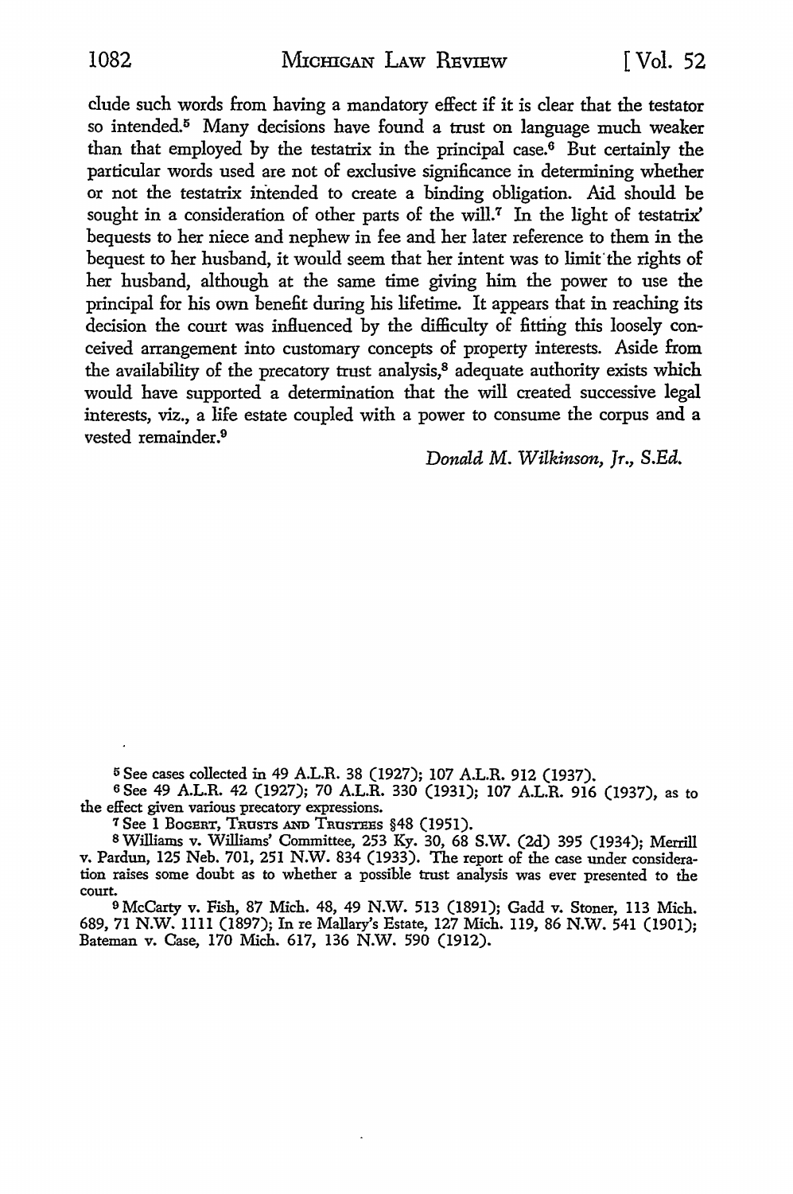clude such words from having a mandatory effect if it is clear that the testator so intended.[5] Many decisions have found a trust on language much weaker than that employed by the testatrix in the principal case.[6] But certainly the particular words used are not of exclusive significance in determining whether or not the testatrix intended to create a binding obligation. Aid should be sought in a consideration of other parts of the will.[7] In the light of testatrix' bequests to her niece and nephew in fee and her later reference to them in the bequest to her husband, it would seem that her intent was to limit the rights of her husband, although at the same time giving him the power to use the principal for his own benefit during his lifetime. It appears that in reaching its decision the court was influenced by the difficulty of fitting this loosely conceived arrangement into customary concepts of property interests. Aside from the availability of the precatory trust analysis,[8] adequate authority exists which would have supported a determination that the will created successive legal interests, viz., a life estate coupled with a power to consume the corpus and a vested remainder.[9]

*Donald M. Wilkinson, Jr., S.Ed.*

---

[5] See cases collected in 49 A.L.R. 38 (1927); 107 A.L.R. 912 (1937).

[6] See 49 A.L.R. 42 (1927); 70 A.L.R. 330 (1931); 107 A.L.R. 916 (1937), as to the effect given various precatory expressions.

[7] See 1 BOGERT, TRUSTS AND TRUSTEES §48 (1951).

[8] Williams v. Williams' Committee, 253 Ky. 30, 68 S.W. (2d) 395 (1934); Merrill v. Pardun, 125 Neb. 701, 251 N.W. 834 (1933). The report of the case under consideration raises some doubt as to whether a possible trust analysis was ever presented to the court.

[9] McCarty v. Fish, 87 Mich. 48, 49 N.W. 513 (1891); Gadd v. Stoner, 113 Mich. 689, 71 N.W. 1111 (1897); In re Mallary's Estate, 127 Mich. 119, 86 N.W. 541 (1901); Bateman v. Case, 170 Mich. 617, 136 N.W. 590 (1912).